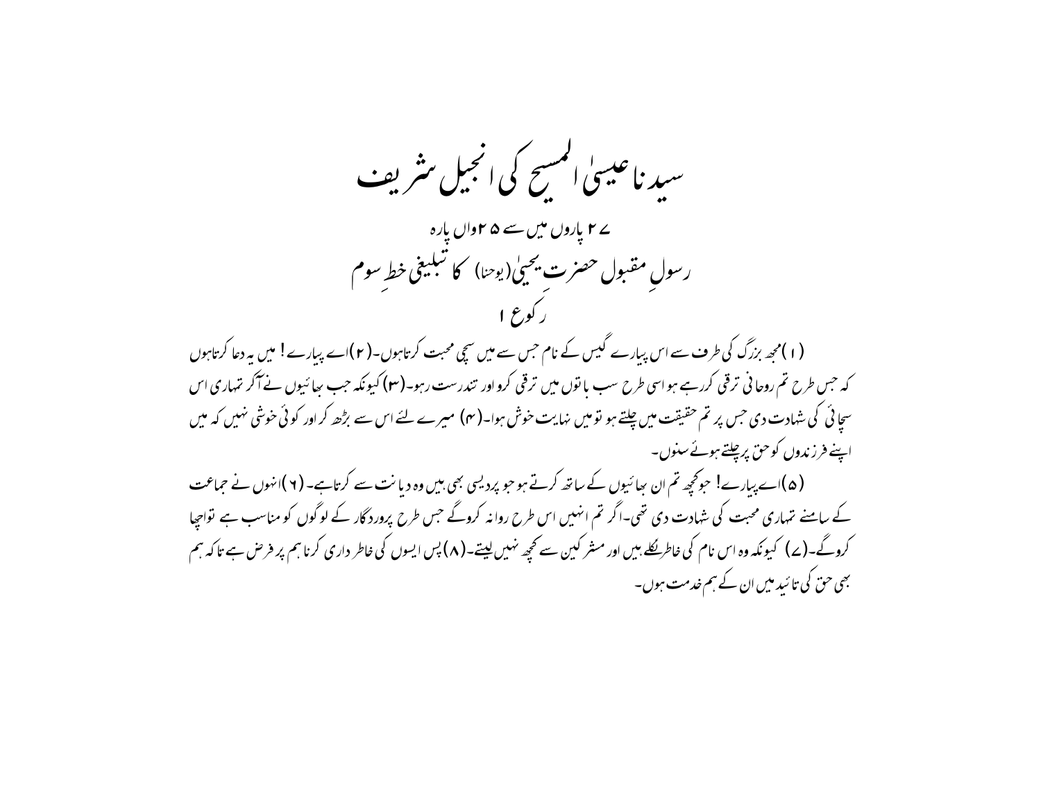# سیدنا عیسیٰ المسیح کی انجیل شریف

## ۲۷ پاروں میں سے ۲۵واں پارہ

## رسولِ مقبول حضرت یحییٰ (یوحنا) کا تبلیغی خطِ سوم

### رکوع ۱

(۱) مجھ بزرگ کی طرف سے اس پیارے گیس کے نام جس سے میں سچی محبت کرتاہوں۔(۲)اے پیارے! میں یہ دعا کرتاہوں کہ جس طرح تم روحانی ترقی کررہے ہو اسی طرح سب باتوں میں ترقی کرو اور تندرست رہو۔(۳) کیونکہ جب بھائیوں نے آکر تمہاری اس سچائی کی شہادت دی جس پر تم حقیقت میں چلتے ہو تو میں نہایت خوش ہوا۔(۴) میرے لئے اس سے بڑھ کر اور کوئی خوشی نہیں کہ میں اپنے فرزندوں کو حق پر چلتے ہوئے سنوں۔

(۵)اے پیارے! جوکچھ تم ان بھائیوں کے ساتھ کرتے ہو جو پردیسی بھی ہیں وہ دیانت سے کرتاہے۔(۶)انہوں نے جماعت کے سامنے تمہاری محبت کی شہادت دی تھی۔اگر تم انہیں اس طرح روانہ کروگے جس طرح پروردگار کے لوگوں کو مناسب ہے تواچھا کروگے۔(۷) کیونکہ وہ اس نام کی خاطرنکلے ہیں اور مشرکین سے کچھ نہیں لیتے۔(۸)پس ایسوں کی خاطر داری کرنا ہم پر فرض ہے تاکہ ہم بھی حق کی تائید میں ان کے ہم خدمت ہوں۔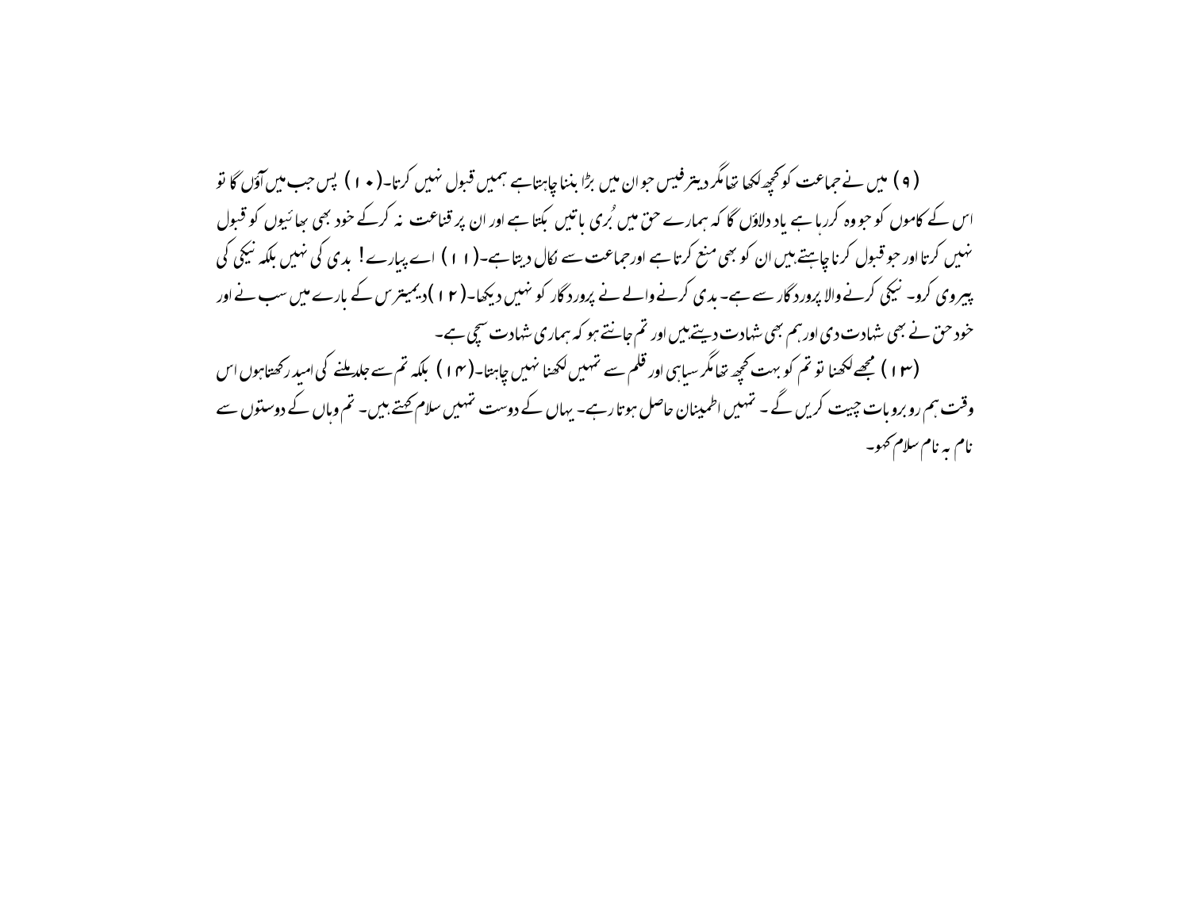(۹) میں نے جماعت کو کچھ لکھا تھا مگر دیترفیس جو ان میں بڑا بننا چاہتا ہے ہمیں قبول نہیں کرتا۔(۱۰) پس جب میں آؤں گا تو اس کے کاموں کو جو وہ کررہا ہے یاد دلاؤں گا کہ ہمارے حق میں بُری باتیں بکتا ہے اور ان پر قناعت نہ کرکے خود بھی بھائیوں کو قبول نہیں کرتا اور جو قبول کرنا چاہتے ہیں ان کو بھی منع کرتا ہے اور جماعت سے نکال دیتا ہے۔(۱۱) اے پیارے! بدی کی نہیں بلکہ نیکی کی پیروی کرو۔ نیکی کرنے والا پروردگار سے ہے۔ بدی کرنے والے نے پروردگار کو نہیں دیکھا۔(۱۲) دیمیترس کے بارے میں سب نے اور خود حق نے بھی شہادت دی اور ہم بھی شہادت دیتے ہیں اور تم جانتے ہو کہ ہماری شہادت سچی ہے۔

(۱۳) مجھے لکھنا تو تم کو بہت کچھ تھا مگر سیاہی اور قلم سے تمہیں لکھنا نہیں چاہتا۔(۱۴) بلکہ تم سے جلد ملنے کی امید رکھتا ہوں اس وقت ہم روبرو بات چیت کریں گے ۔ تمہیں اطمینان حاصل ہوتا رہے۔ یہاں کے دوست تمہیں سلام کہتے ہیں۔ تم وہاں کے دوستوں سے نام بہ نام سلام کہو۔